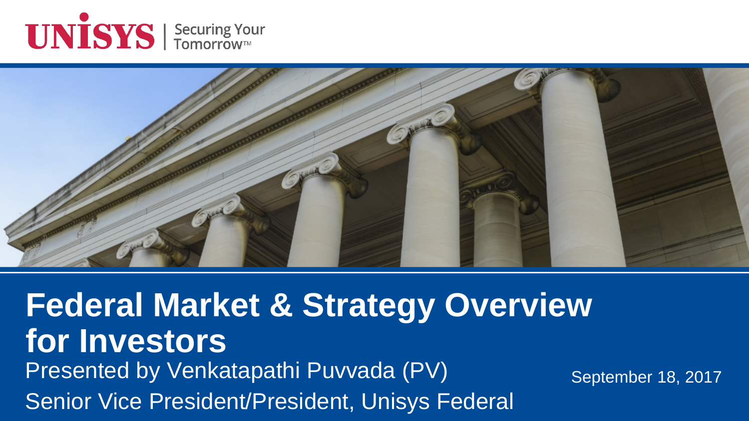UNISYS | Securing Your Tomorrow™

# Federal Market & Strategy Overview for Investors

Presented by Venkatapathi Puvvada (PV)

Senior Vice President/President, Unisys Federal

September 18, 2017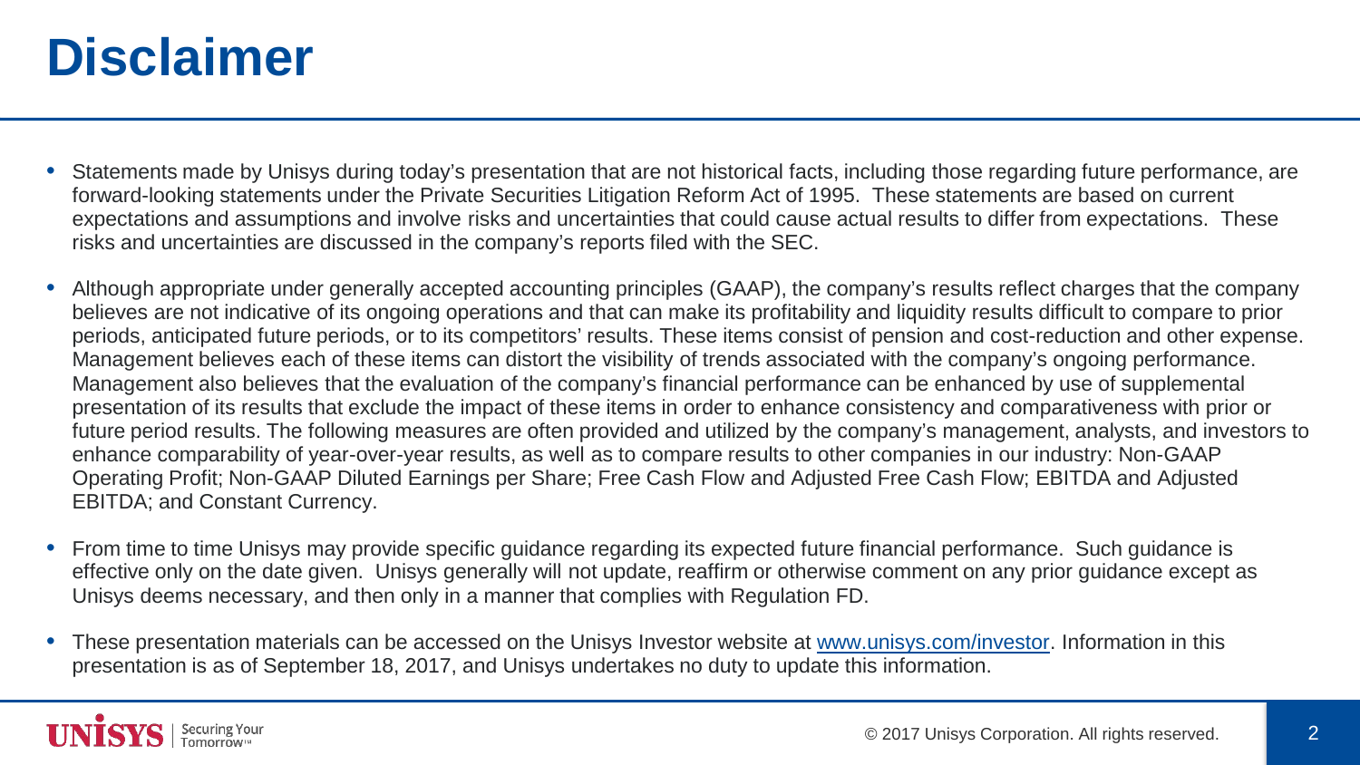# Disclaimer

- Statements made by Unisys during today's presentation that are not historical facts, including those regarding future performance, are forward-looking statements under the Private Securities Litigation Reform Act of 1995. These statements are based on current expectations and assumptions and involve risks and uncertainties that could cause actual results to differ from expectations. These risks and uncertainties are discussed in the company's reports filed with the SEC.
- Although appropriate under generally accepted accounting principles (GAAP), the company's results reflect charges that the company believes are not indicative of its ongoing operations and that can make its profitability and liquidity results difficult to compare to prior periods, anticipated future periods, or to its competitors' results. These items consist of pension and cost-reduction and other expense. Management believes each of these items can distort the visibility of trends associated with the company's ongoing performance. Management also believes that the evaluation of the company's financial performance can be enhanced by use of supplemental presentation of its results that exclude the impact of these items in order to enhance consistency and comparativeness with prior or future period results. The following measures are often provided and utilized by the company's management, analysts, and investors to enhance comparability of year-over-year results, as well as to compare results to other companies in our industry: Non-GAAP Operating Profit; Non-GAAP Diluted Earnings per Share; Free Cash Flow and Adjusted Free Cash Flow; EBITDA and Adjusted EBITDA; and Constant Currency.
- From time to time Unisys may provide specific guidance regarding its expected future financial performance. Such guidance is effective only on the date given. Unisys generally will not update, reaffirm or otherwise comment on any prior guidance except as Unisys deems necessary, and then only in a manner that complies with Regulation FD.
- These presentation materials can be accessed on the Unisys Investor website at [www.unisys.com/investor](http://www.unisys.com/investor). Information in this presentation is as of September 18, 2017, and Unisys undertakes no duty to update this information.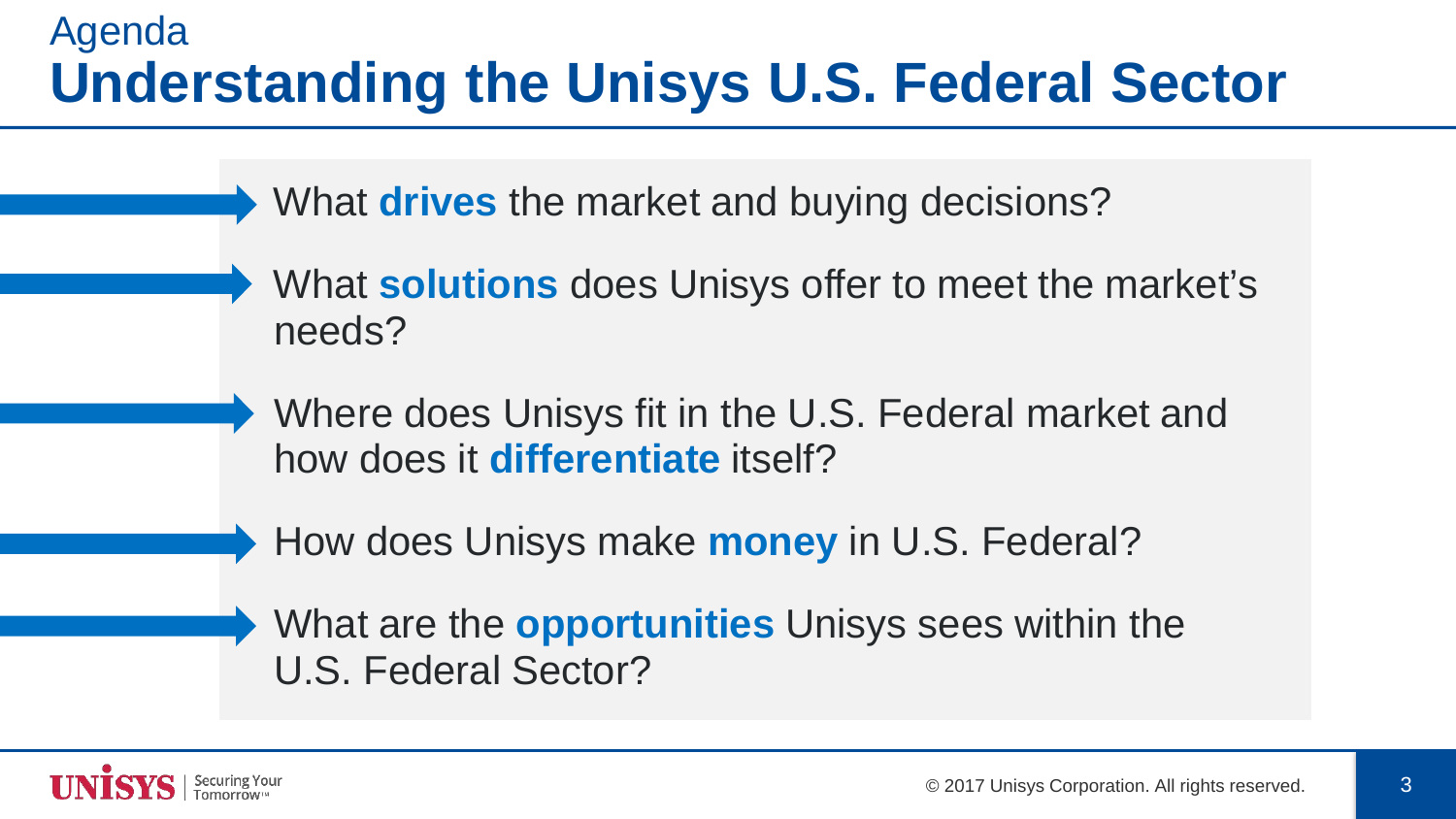Agenda

# Understanding the Unisys U.S. Federal Sector

- What **drives** the market and buying decisions?
- What **solutions** does Unisys offer to meet the market's needs?
- Where does Unisys fit in the U.S. Federal market and how does it **differentiate** itself?
- How does Unisys make **money** in U.S. Federal?
- What are the **opportunities** Unisys sees within the U.S. Federal Sector?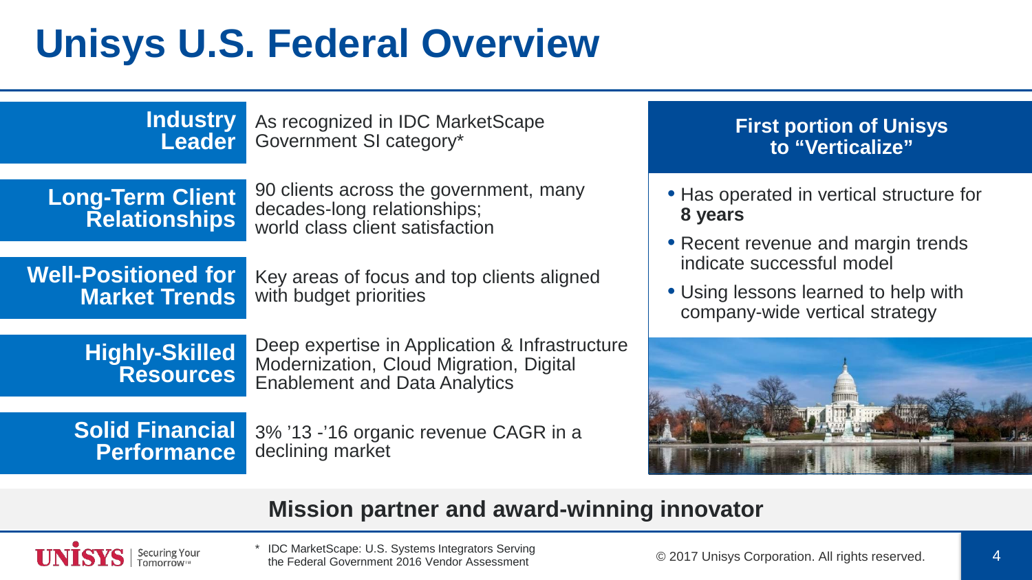# Unisys U.S. Federal Overview

| | |
|---|---|
| **Industry Leader** | As recognized in IDC MarketScape Government SI category* |
| **Long-Term Client Relationships** | 90 clients across the government, many decades-long relationships; world class client satisfaction |
| **Well-Positioned for Market Trends** | Key areas of focus and top clients aligned with budget priorities |
| **Highly-Skilled Resources** | Deep expertise in Application & Infrastructure Modernization, Cloud Migration, Digital Enablement and Data Analytics |
| **Solid Financial Performance** | 3% '13 -'16 organic revenue CAGR in a declining market |

## First portion of Unisys to "Verticalize"

- Has operated in vertical structure for **8 years**
- Recent revenue and margin trends indicate successful model
- Using lessons learned to help with company-wide vertical strategy

**Mission partner and award-winning innovator**

\* IDC MarketScape: U.S. Systems Integrators Serving the Federal Government 2016 Vendor Assessment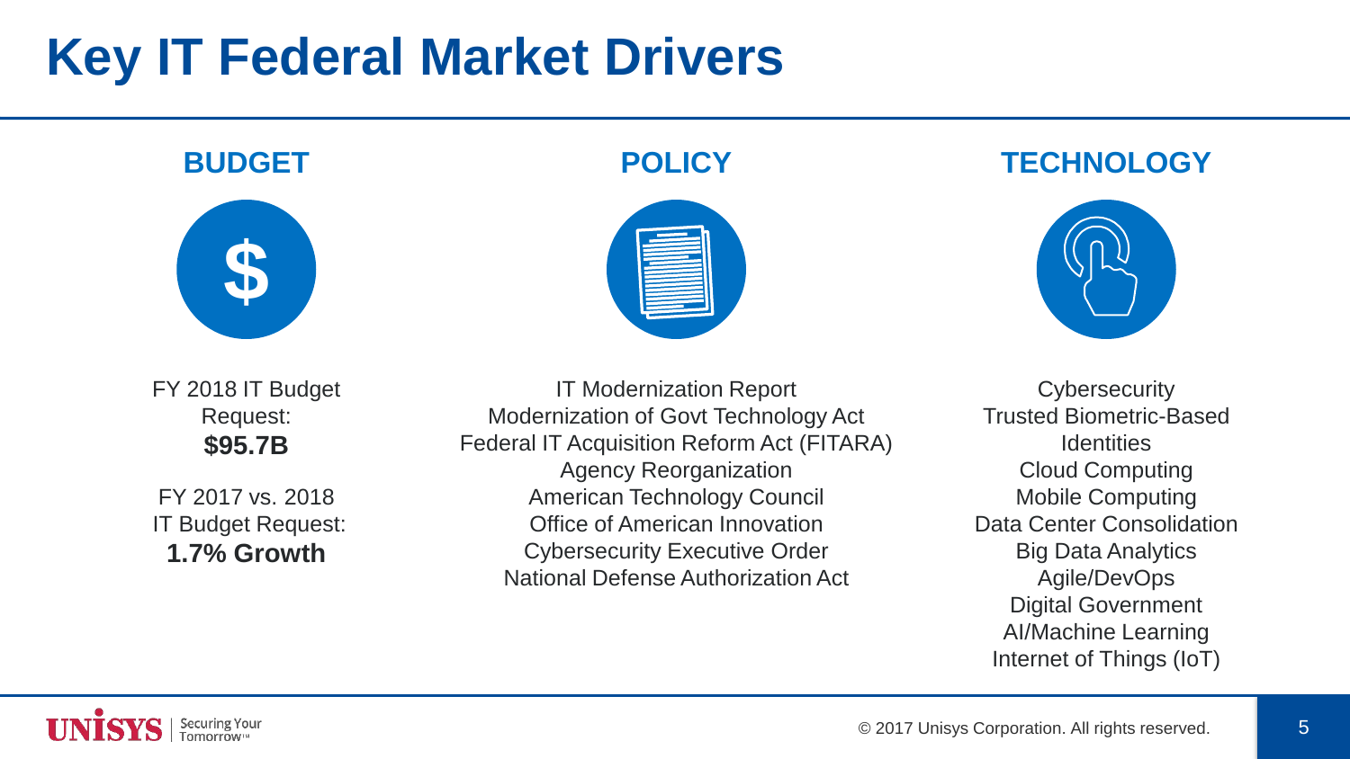# Key IT Federal Market Drivers

## BUDGET

FY 2018 IT Budget Request:
**$95.7B**

FY 2017 vs. 2018 IT Budget Request:
**1.7% Growth**

## POLICY

- IT Modernization Report
- Modernization of Govt Technology Act
- Federal IT Acquisition Reform Act (FITARA)
- Agency Reorganization
- American Technology Council
- Office of American Innovation
- Cybersecurity Executive Order
- National Defense Authorization Act

## TECHNOLOGY

- Cybersecurity
- Trusted Biometric-Based Identities
- Cloud Computing
- Mobile Computing
- Data Center Consolidation
- Big Data Analytics
- Agile/DevOps
- Digital Government
- AI/Machine Learning
- Internet of Things (IoT)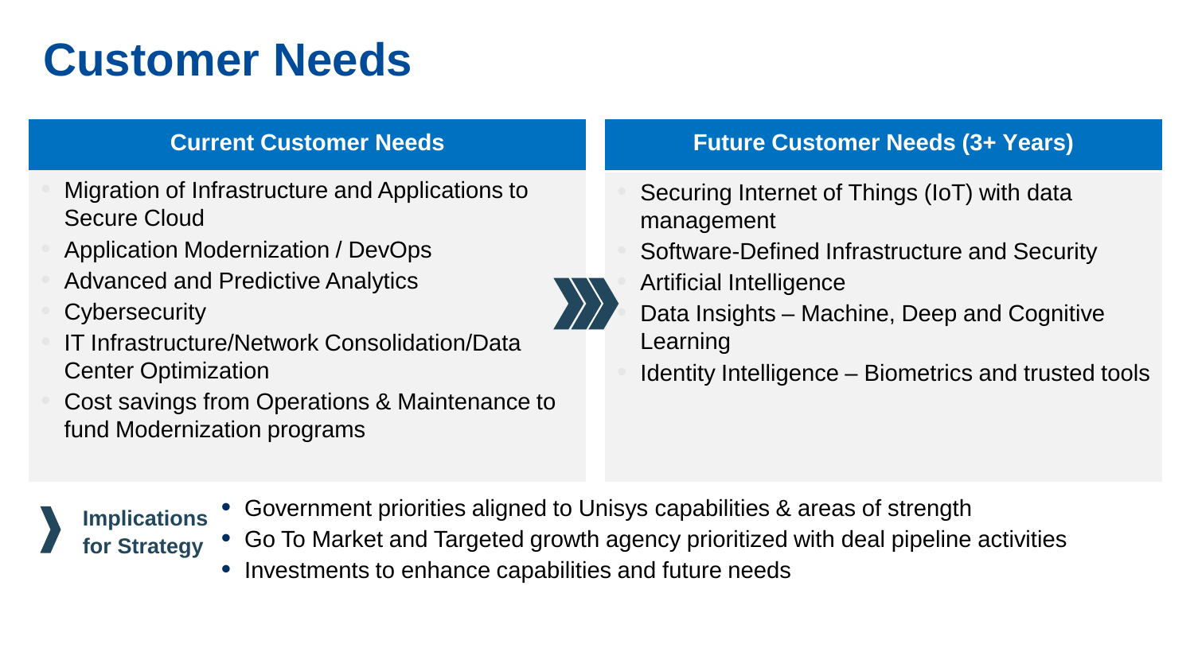# Customer Needs

## Current Customer Needs

- Migration of Infrastructure and Applications to Secure Cloud
- Application Modernization / DevOps
- Advanced and Predictive Analytics
- Cybersecurity
- IT Infrastructure/Network Consolidation/Data Center Optimization
- Cost savings from Operations & Maintenance to fund Modernization programs

## Future Customer Needs (3+ Years)

- Securing Internet of Things (IoT) with data management
- Software-Defined Infrastructure and Security
- Artificial Intelligence
- Data Insights – Machine, Deep and Cognitive Learning
- Identity Intelligence – Biometrics and trusted tools

**Implications for Strategy**

- Government priorities aligned to Unisys capabilities & areas of strength
- Go To Market and Targeted growth agency prioritized with deal pipeline activities
- Investments to enhance capabilities and future needs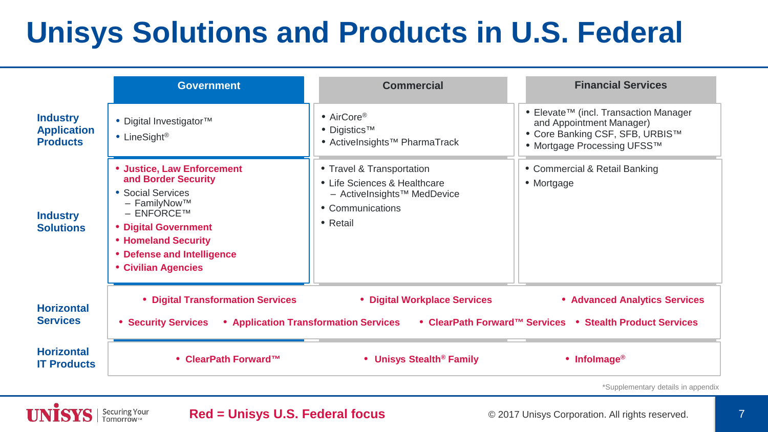# Unisys Solutions and Products in U.S. Federal

| | Government | Commercial | Financial Services |
|---|---|---|---|
| **Industry Application Products** | • Digital Investigator™<br>• LineSight® | • AirCore®<br>• Digistics™<br>• ActiveInsights™ PharmaTrack | • Elevate™ (incl. Transaction Manager and Appointment Manager)<br>• Core Banking CSF, SFB, URBIS™<br>• Mortgage Processing UFSS™ |
| **Industry Solutions** | • **Justice, Law Enforcement and Border Security**<br>• Social Services<br>– FamilyNow™<br>– ENFORCE™<br>• **Digital Government**<br>• **Homeland Security**<br>• **Defense and Intelligence**<br>• **Civilian Agencies** | • Travel & Transportation<br>• Life Sciences & Healthcare<br>– ActiveInsights™ MedDevice<br>• Communications<br>• Retail | • Commercial & Retail Banking<br>• Mortgage |
| **Horizontal Services** | • **Digital Transformation Services**<br>• **Security Services**<br>• **Application Transformation Services** | • **Digital Workplace Services**<br>• **ClearPath Forward™ Services** | • **Advanced Analytics Services**<br>• **Stealth Product Services** |
| **Horizontal IT Products** | • **ClearPath Forward™** | • **Unisys Stealth® Family** | • **InfoImage®** |

*Supplementary details in appendix

**Red = Unisys U.S. Federal focus**

© 2017 Unisys Corporation. All rights reserved.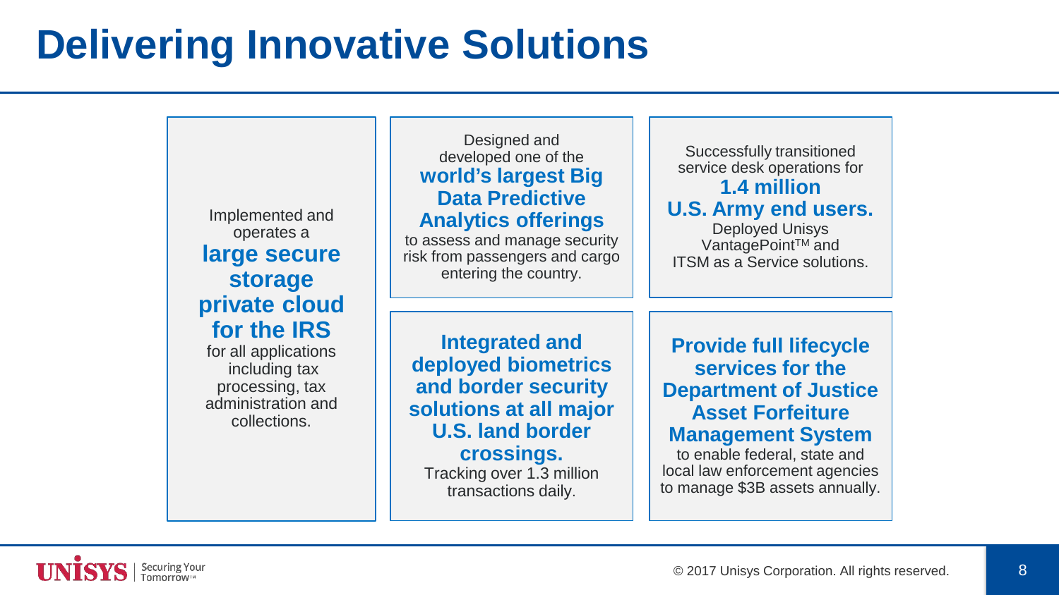# Delivering Innovative Solutions

Implemented and operates a **large secure storage private cloud for the IRS** for all applications including tax processing, tax administration and collections.

Designed and developed one of the **world's largest Big Data Predictive Analytics offerings** to assess and manage security risk from passengers and cargo entering the country.

Successfully transitioned service desk operations for **1.4 million U.S. Army end users.** Deployed Unisys VantagePoint™ and ITSM as a Service solutions.

**Integrated and deployed biometrics and border security solutions at all major U.S. land border crossings.** Tracking over 1.3 million transactions daily.

**Provide full lifecycle services for the Department of Justice Asset Forfeiture Management System** to enable federal, state and local law enforcement agencies to manage $3B assets annually.

© 2017 Unisys Corporation. All rights reserved.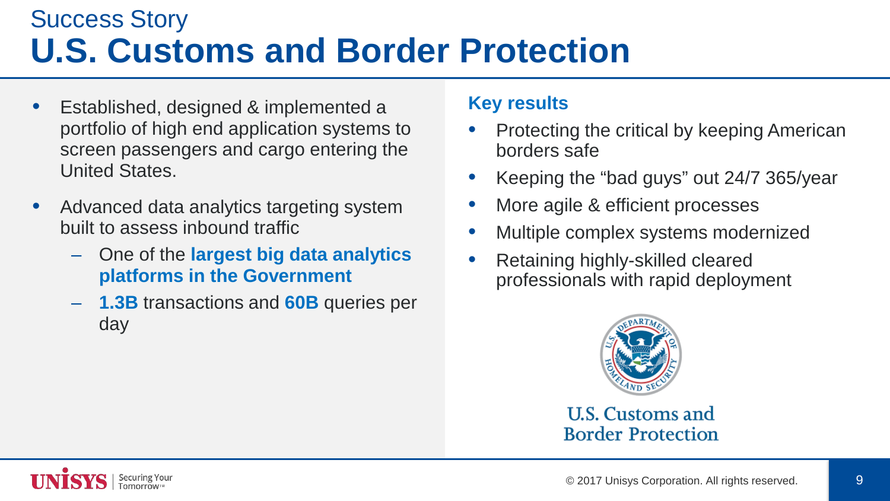Success Story

# U.S. Customs and Border Protection

- Established, designed & implemented a portfolio of high end application systems to screen passengers and cargo entering the United States.
- Advanced data analytics targeting system built to assess inbound traffic
  - One of the **largest big data analytics platforms in the Government**
  - **1.3B** transactions and **60B** queries per day

## Key results

- Protecting the critical by keeping American borders safe
- Keeping the "bad guys" out 24/7 365/year
- More agile & efficient processes
- Multiple complex systems modernized
- Retaining highly-skilled cleared professionals with rapid deployment

U.S. Customs and Border Protection

© 2017 Unisys Corporation. All rights reserved.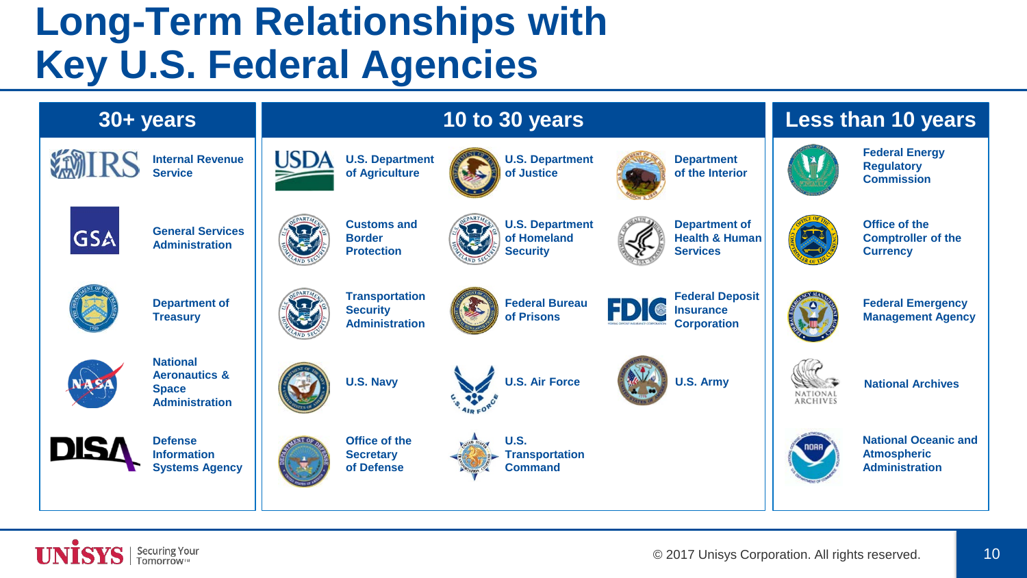# Long-Term Relationships with Key U.S. Federal Agencies

## 30+ years

- Internal Revenue Service
- General Services Administration
- Department of Treasury
- National Aeronautics & Space Administration
- Defense Information Systems Agency

## 10 to 30 years

- U.S. Department of Agriculture
- U.S. Department of Justice
- Department of the Interior
- Customs and Border Protection
- U.S. Department of Homeland Security
- Department of Health & Human Services
- Transportation Security Administration
- Federal Bureau of Prisons
- Federal Deposit Insurance Corporation
- U.S. Navy
- U.S. Air Force
- U.S. Army
- Office of the Secretary of Defense
- U.S. Transportation Command

## Less than 10 years

- Federal Energy Regulatory Commission
- Office of the Comptroller of the Currency
- Federal Emergency Management Agency
- National Archives
- National Oceanic and Atmospheric Administration

© 2017 Unisys Corporation. All rights reserved.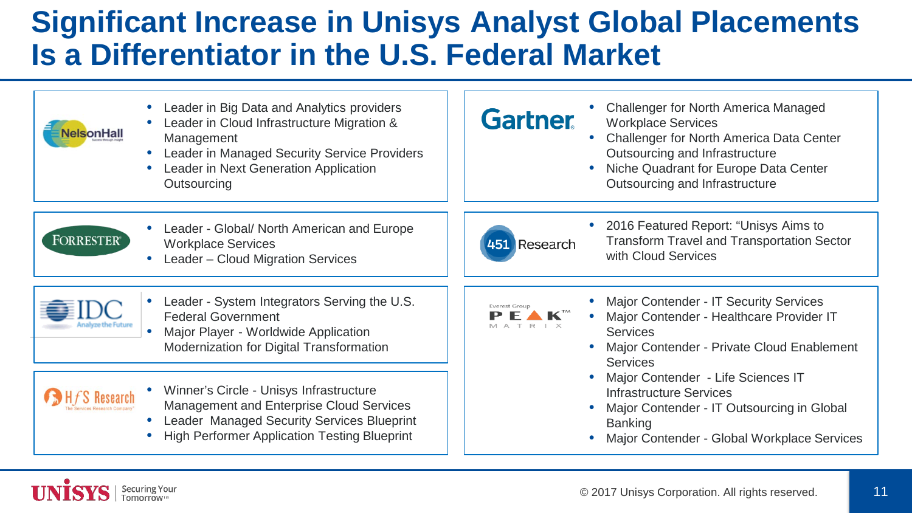# Significant Increase in Unisys Analyst Global Placements Is a Differentiator in the U.S. Federal Market

**NelsonHall**

- Leader in Big Data and Analytics providers
- Leader in Cloud Infrastructure Migration & Management
- Leader in Managed Security Service Providers
- Leader in Next Generation Application Outsourcing

**Gartner**

- Challenger for North America Managed Workplace Services
- Challenger for North America Data Center Outsourcing and Infrastructure
- Niche Quadrant for Europe Data Center Outsourcing and Infrastructure

**Forrester**

- Leader - Global/ North American and Europe Workplace Services
- Leader – Cloud Migration Services

**451 Research**

- 2016 Featured Report: "Unisys Aims to Transform Travel and Transportation Sector with Cloud Services

**IDC**

- Leader - System Integrators Serving the U.S. Federal Government
- Major Player - Worldwide Application Modernization for Digital Transformation

**HfS Research**

- Winner's Circle - Unisys Infrastructure Management and Enterprise Cloud Services
- Leader Managed Security Services Blueprint
- High Performer Application Testing Blueprint

**Everest Group PEAK Matrix**

- Major Contender - IT Security Services
- Major Contender - Healthcare Provider IT Services
- Major Contender - Private Cloud Enablement Services
- Major Contender - Life Sciences IT Infrastructure Services
- Major Contender - IT Outsourcing in Global Banking
- Major Contender - Global Workplace Services

© 2017 Unisys Corporation. All rights reserved.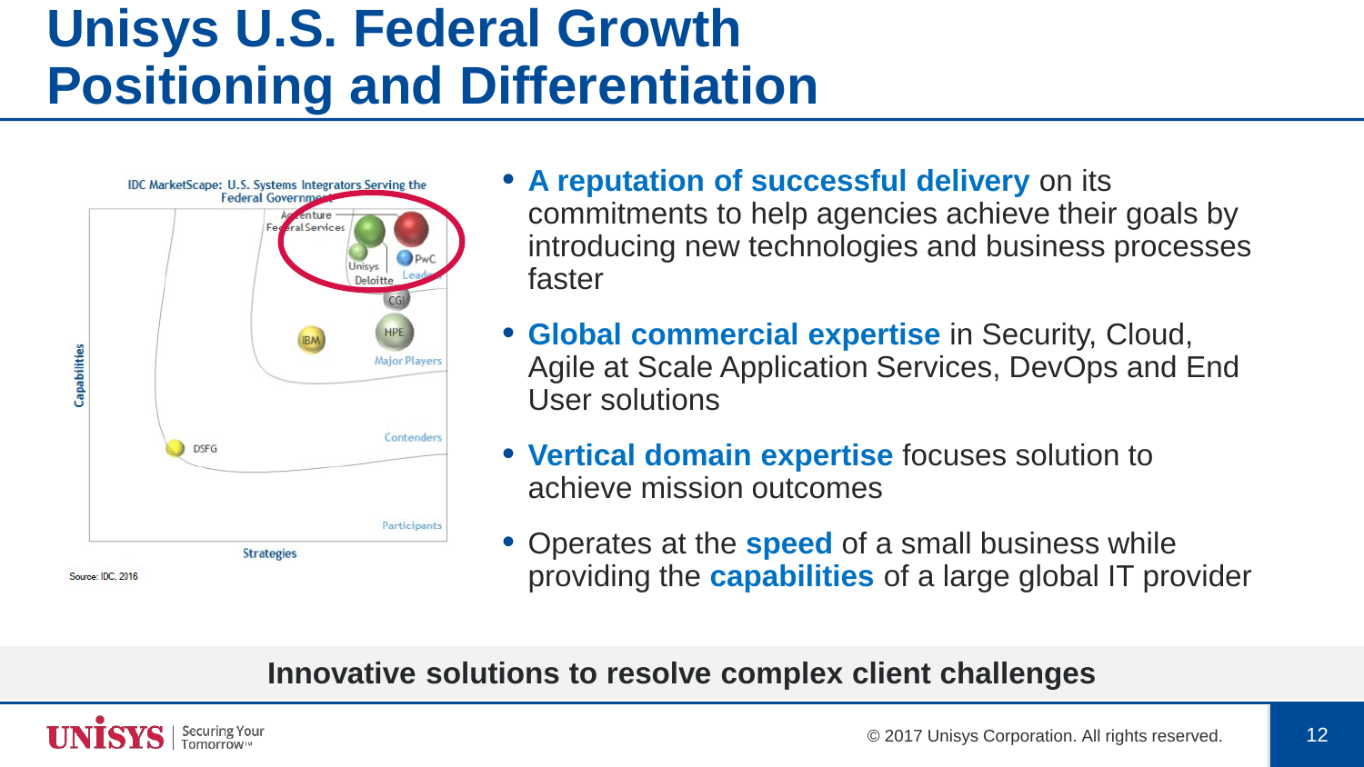# Unisys U.S. Federal Growth Positioning and Differentiation

IDC MarketScape: U.S. Systems Integrators Serving the Federal Government

Source: IDC, 2016

- **A reputation of successful delivery** on its commitments to help agencies achieve their goals by introducing new technologies and business processes faster
- **Global commercial expertise** in Security, Cloud, Agile at Scale Application Services, DevOps and End User solutions
- **Vertical domain expertise** focuses solution to achieve mission outcomes
- Operates at the **speed** of a small business while providing the **capabilities** of a large global IT provider

**Innovative solutions to resolve complex client challenges**

© 2017 Unisys Corporation. All rights reserved.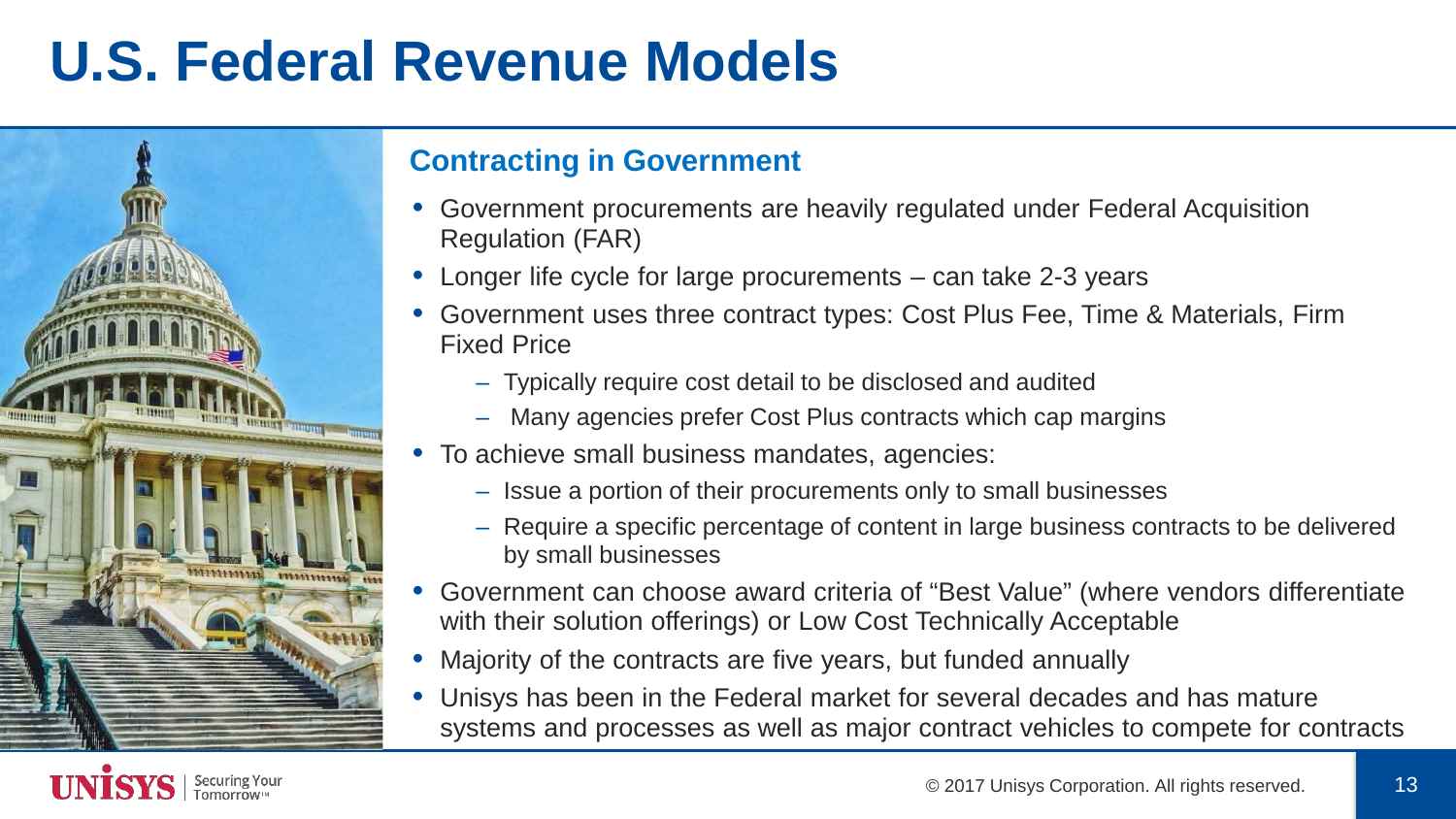# U.S. Federal Revenue Models

## Contracting in Government

- Government procurements are heavily regulated under Federal Acquisition Regulation (FAR)
- Longer life cycle for large procurements – can take 2-3 years
- Government uses three contract types: Cost Plus Fee, Time & Materials, Firm Fixed Price
  - Typically require cost detail to be disclosed and audited
  - Many agencies prefer Cost Plus contracts which cap margins
- To achieve small business mandates, agencies:
  - Issue a portion of their procurements only to small businesses
  - Require a specific percentage of content in large business contracts to be delivered by small businesses
- Government can choose award criteria of "Best Value" (where vendors differentiate with their solution offerings) or Low Cost Technically Acceptable
- Majority of the contracts are five years, but funded annually
- Unisys has been in the Federal market for several decades and has mature systems and processes as well as major contract vehicles to compete for contracts

© 2017 Unisys Corporation. All rights reserved.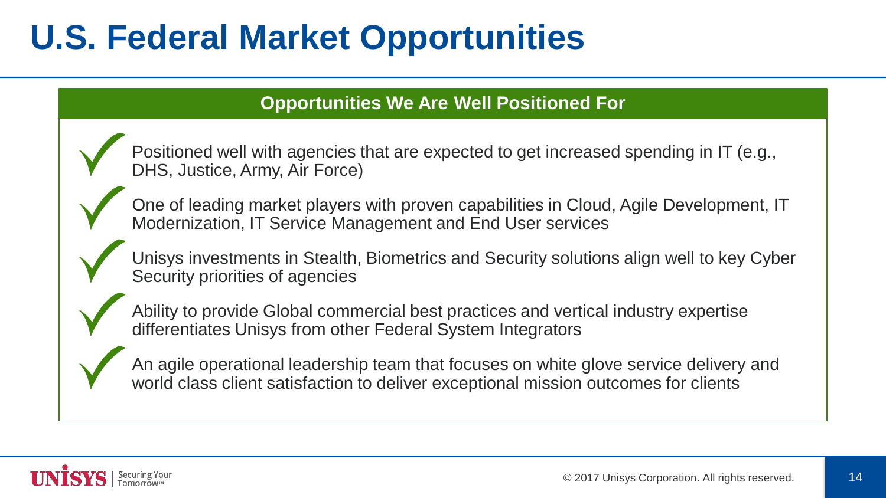# U.S. Federal Market Opportunities

## Opportunities We Are Well Positioned For

- Positioned well with agencies that are expected to get increased spending in IT (e.g., DHS, Justice, Army, Air Force)
- One of leading market players with proven capabilities in Cloud, Agile Development, IT Modernization, IT Service Management and End User services
- Unisys investments in Stealth, Biometrics and Security solutions align well to key Cyber Security priorities of agencies
- Ability to provide Global commercial best practices and vertical industry expertise differentiates Unisys from other Federal System Integrators
- An agile operational leadership team that focuses on white glove service delivery and world class client satisfaction to deliver exceptional mission outcomes for clients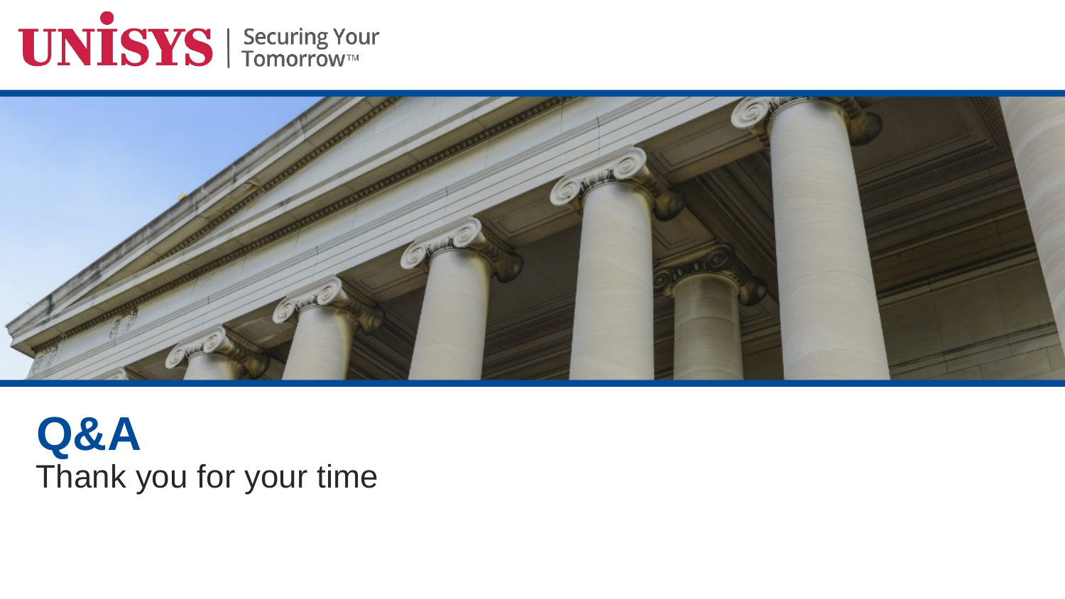UNISYS | Securing Your Tomorrow™

# Q&A

Thank you for your time